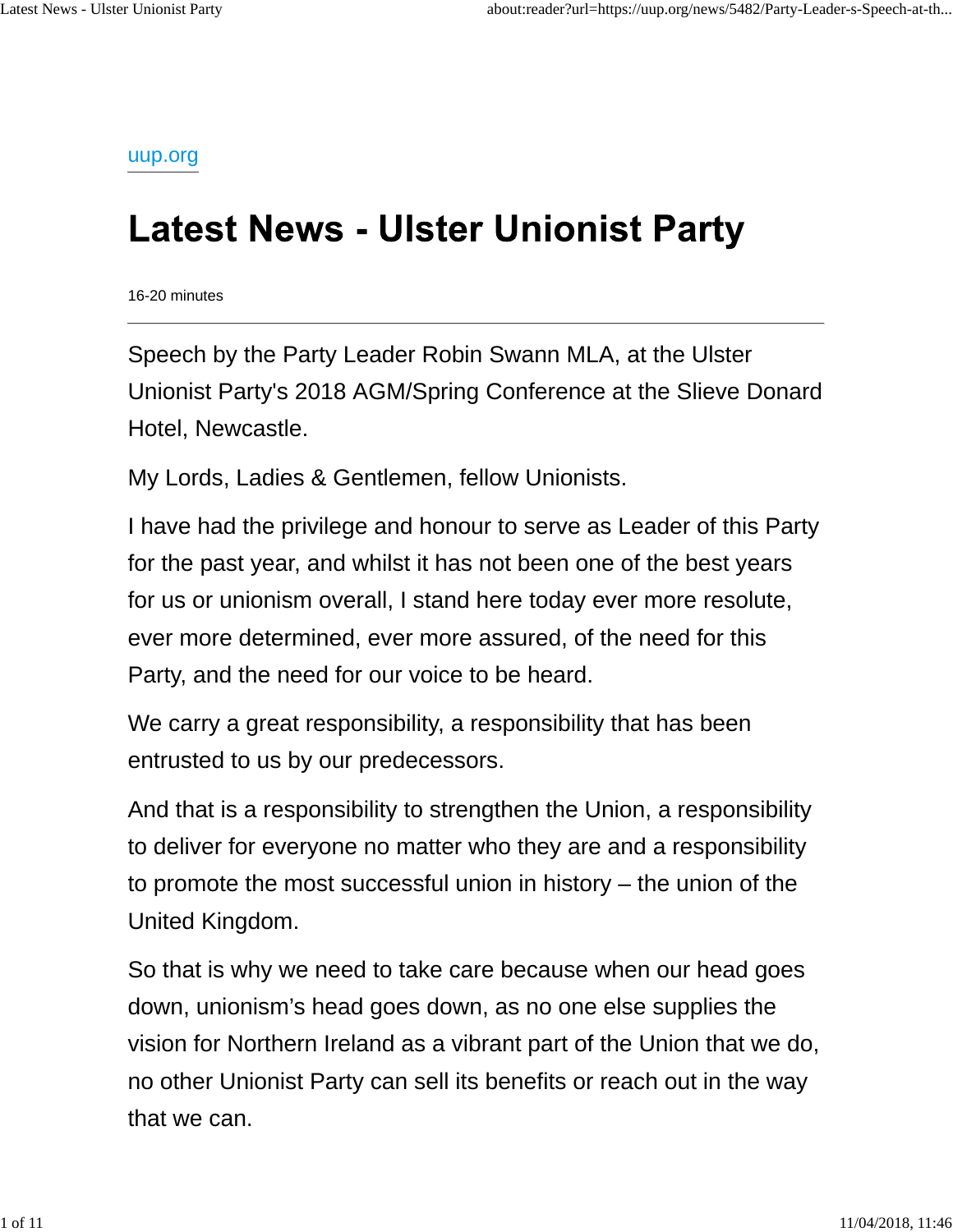uup.org

# Latest News - Ulster Unionist Party

16-20 minutes

---

Speech by the Party Leader Robin Swann MLA, at the Ulster Unionist Party's 2018 AGM/Spring Conference at the Slieve Donard Hotel, Newcastle.

My Lords, Ladies & Gentlemen, fellow Unionists.

I have had the privilege and honour to serve as Leader of this Party for the past year, and whilst it has not been one of the best years for us or unionism overall, I stand here today ever more resolute, ever more determined, ever more assured, of the need for this Party, and the need for our voice to be heard.

We carry a great responsibility, a responsibility that has been entrusted to us by our predecessors.

And that is a responsibility to strengthen the Union, a responsibility to deliver for everyone no matter who they are and a responsibility to promote the most successful union in history – the union of the United Kingdom.

So that is why we need to take care because when our head goes down, unionism's head goes down, as no one else supplies the vision for Northern Ireland as a vibrant part of the Union that we do, no other Unionist Party can sell its benefits or reach out in the way that we can.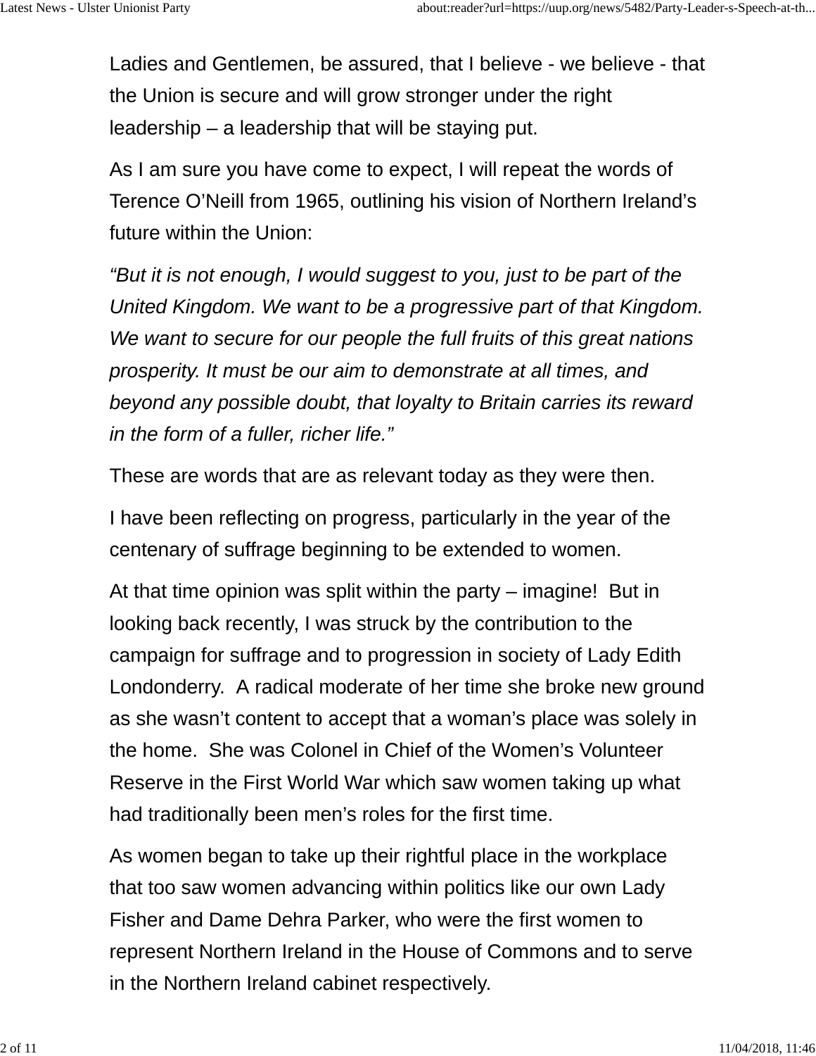Ladies and Gentlemen, be assured, that I believe - we believe - that the Union is secure and will grow stronger under the right leadership – a leadership that will be staying put.

As I am sure you have come to expect, I will repeat the words of Terence O'Neill from 1965, outlining his vision of Northern Ireland's future within the Union:

*"But it is not enough, I would suggest to you, just to be part of the United Kingdom. We want to be a progressive part of that Kingdom. We want to secure for our people the full fruits of this great nations prosperity. It must be our aim to demonstrate at all times, and beyond any possible doubt, that loyalty to Britain carries its reward in the form of a fuller, richer life."*

These are words that are as relevant today as they were then.

I have been reflecting on progress, particularly in the year of the centenary of suffrage beginning to be extended to women.

At that time opinion was split within the party – imagine! But in looking back recently, I was struck by the contribution to the campaign for suffrage and to progression in society of Lady Edith Londonderry. A radical moderate of her time she broke new ground as she wasn't content to accept that a woman's place was solely in the home. She was Colonel in Chief of the Women's Volunteer Reserve in the First World War which saw women taking up what had traditionally been men's roles for the first time.

As women began to take up their rightful place in the workplace that too saw women advancing within politics like our own Lady Fisher and Dame Dehra Parker, who were the first women to represent Northern Ireland in the House of Commons and to serve in the Northern Ireland cabinet respectively.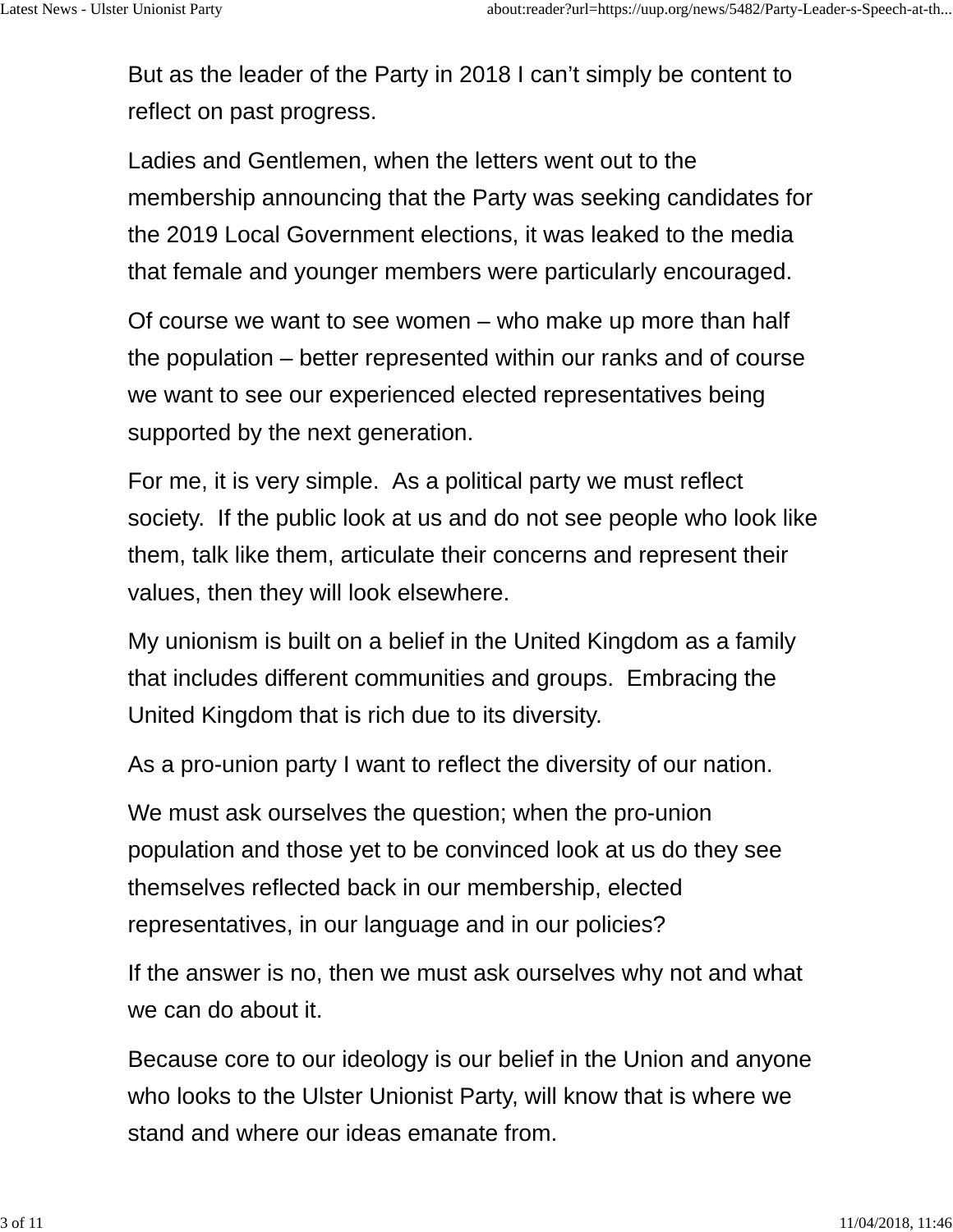But as the leader of the Party in 2018 I can’t simply be content to reflect on past progress.

Ladies and Gentlemen, when the letters went out to the membership announcing that the Party was seeking candidates for the 2019 Local Government elections, it was leaked to the media that female and younger members were particularly encouraged.

Of course we want to see women – who make up more than half the population – better represented within our ranks and of course we want to see our experienced elected representatives being supported by the next generation.

For me, it is very simple.  As a political party we must reflect society.  If the public look at us and do not see people who look like them, talk like them, articulate their concerns and represent their values, then they will look elsewhere.

My unionism is built on a belief in the United Kingdom as a family that includes different communities and groups.  Embracing the United Kingdom that is rich due to its diversity.

As a pro-union party I want to reflect the diversity of our nation.

We must ask ourselves the question; when the pro-union population and those yet to be convinced look at us do they see themselves reflected back in our membership, elected representatives, in our language and in our policies?

If the answer is no, then we must ask ourselves why not and what we can do about it.

Because core to our ideology is our belief in the Union and anyone who looks to the Ulster Unionist Party, will know that is where we stand and where our ideas emanate from.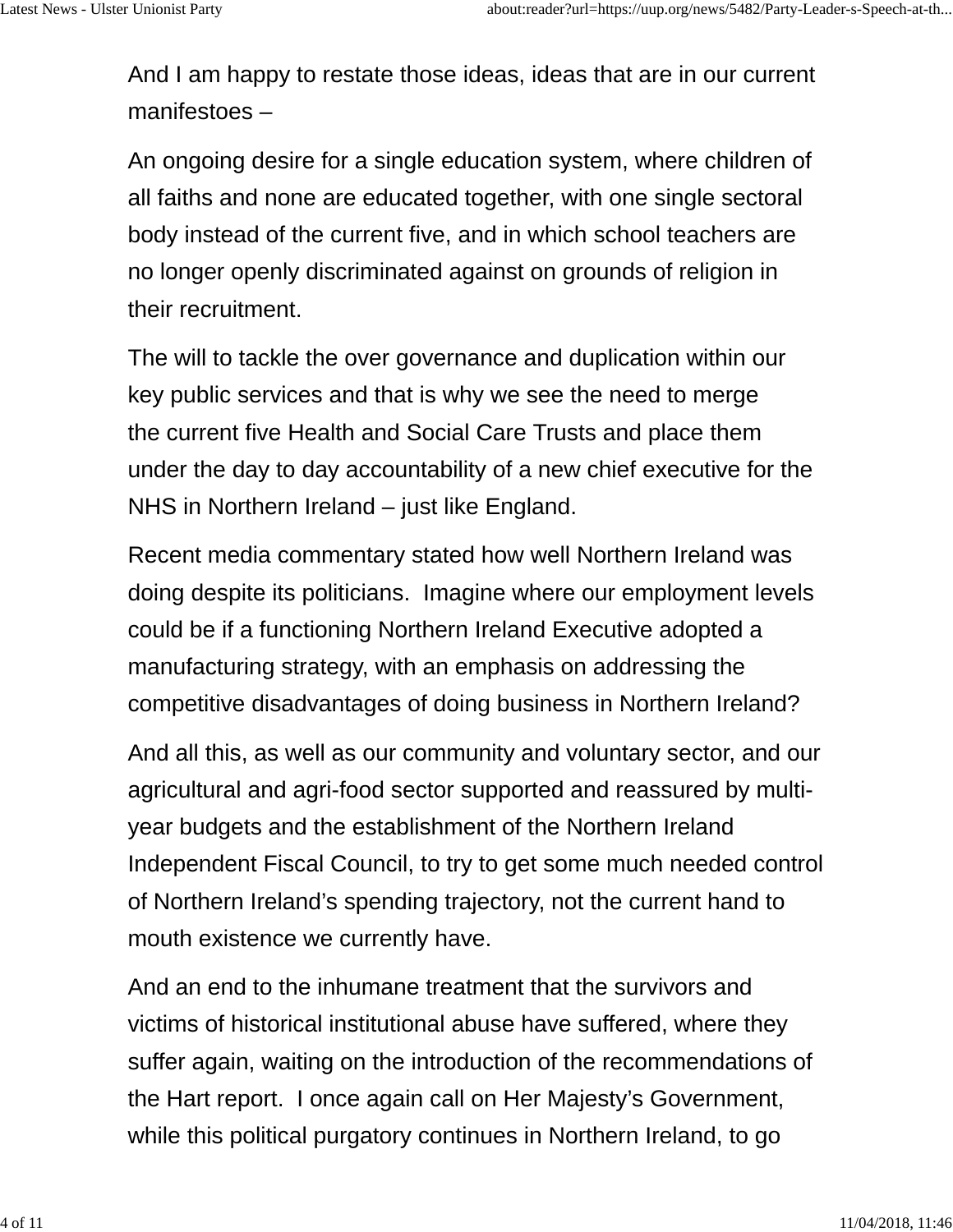And I am happy to restate those ideas, ideas that are in our current manifestoes –

An ongoing desire for a single education system, where children of all faiths and none are educated together, with one single sectoral body instead of the current five, and in which school teachers are no longer openly discriminated against on grounds of religion in their recruitment.

The will to tackle the over governance and duplication within our key public services and that is why we see the need to merge the current five Health and Social Care Trusts and place them under the day to day accountability of a new chief executive for the NHS in Northern Ireland – just like England.

Recent media commentary stated how well Northern Ireland was doing despite its politicians.  Imagine where our employment levels could be if a functioning Northern Ireland Executive adopted a manufacturing strategy, with an emphasis on addressing the competitive disadvantages of doing business in Northern Ireland?

And all this, as well as our community and voluntary sector, and our agricultural and agri-food sector supported and reassured by multi-year budgets and the establishment of the Northern Ireland Independent Fiscal Council, to try to get some much needed control of Northern Ireland's spending trajectory, not the current hand to mouth existence we currently have.

And an end to the inhumane treatment that the survivors and victims of historical institutional abuse have suffered, where they suffer again, waiting on the introduction of the recommendations of the Hart report.  I once again call on Her Majesty's Government, while this political purgatory continues in Northern Ireland, to go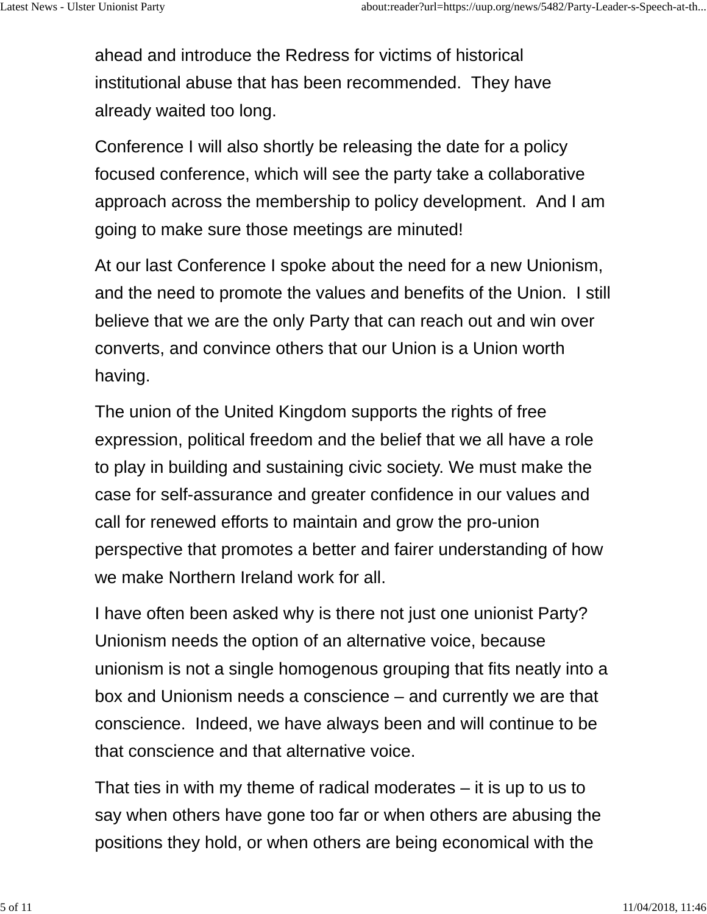ahead and introduce the Redress for victims of historical institutional abuse that has been recommended.  They have already waited too long.

Conference I will also shortly be releasing the date for a policy focused conference, which will see the party take a collaborative approach across the membership to policy development.  And I am going to make sure those meetings are minuted!

At our last Conference I spoke about the need for a new Unionism, and the need to promote the values and benefits of the Union.  I still believe that we are the only Party that can reach out and win over converts, and convince others that our Union is a Union worth having.

The union of the United Kingdom supports the rights of free expression, political freedom and the belief that we all have a role to play in building and sustaining civic society. We must make the case for self-assurance and greater confidence in our values and call for renewed efforts to maintain and grow the pro-union perspective that promotes a better and fairer understanding of how we make Northern Ireland work for all.

I have often been asked why is there not just one unionist Party? Unionism needs the option of an alternative voice, because unionism is not a single homogenous grouping that fits neatly into a box and Unionism needs a conscience – and currently we are that conscience.  Indeed, we have always been and will continue to be that conscience and that alternative voice.

That ties in with my theme of radical moderates – it is up to us to say when others have gone too far or when others are abusing the positions they hold, or when others are being economical with the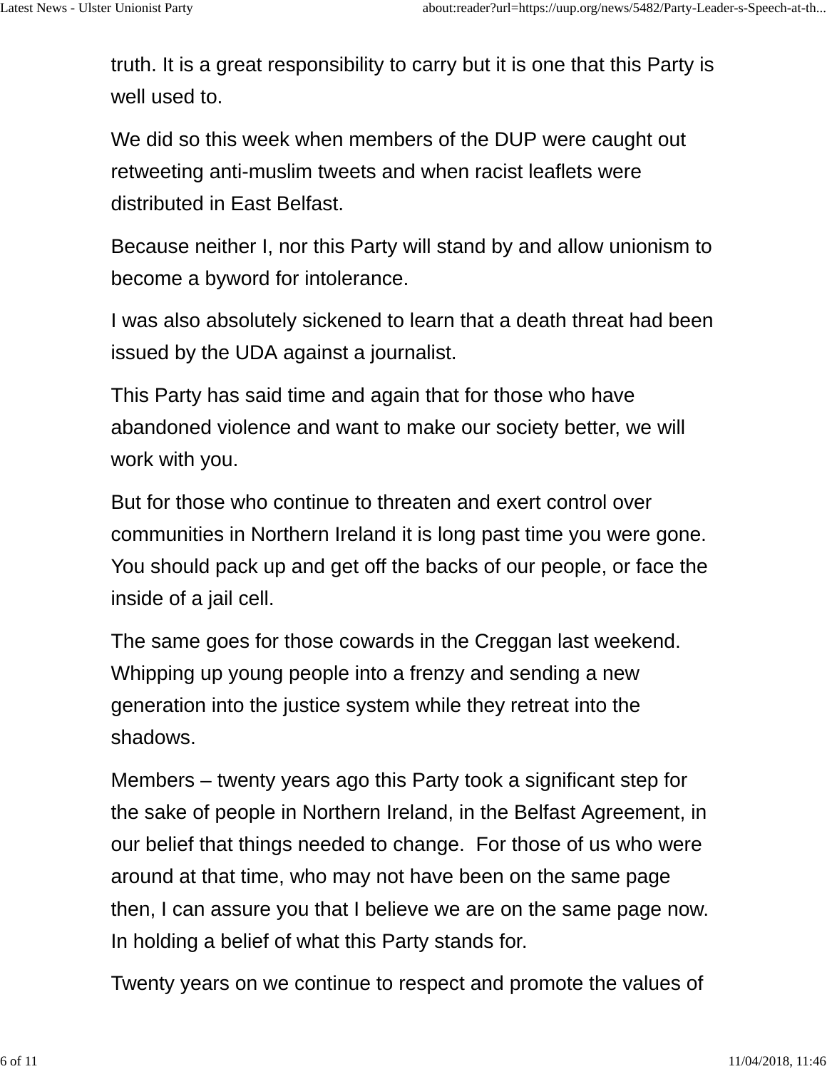truth. It is a great responsibility to carry but it is one that this Party is well used to.

We did so this week when members of the DUP were caught out retweeting anti-muslim tweets and when racist leaflets were distributed in East Belfast.

Because neither I, nor this Party will stand by and allow unionism to become a byword for intolerance.

I was also absolutely sickened to learn that a death threat had been issued by the UDA against a journalist.

This Party has said time and again that for those who have abandoned violence and want to make our society better, we will work with you.

But for those who continue to threaten and exert control over communities in Northern Ireland it is long past time you were gone. You should pack up and get off the backs of our people, or face the inside of a jail cell.

The same goes for those cowards in the Creggan last weekend. Whipping up young people into a frenzy and sending a new generation into the justice system while they retreat into the shadows.

Members – twenty years ago this Party took a significant step for the sake of people in Northern Ireland, in the Belfast Agreement, in our belief that things needed to change. For those of us who were around at that time, who may not have been on the same page then, I can assure you that I believe we are on the same page now. In holding a belief of what this Party stands for.

Twenty years on we continue to respect and promote the values of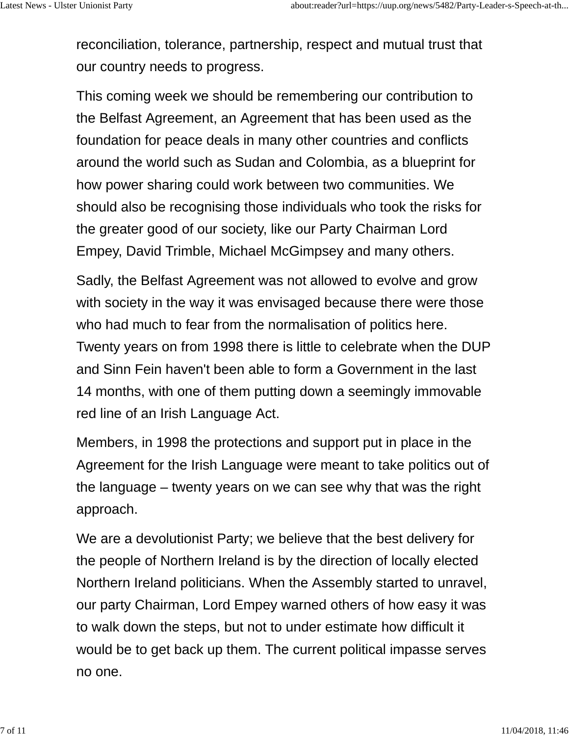reconciliation, tolerance, partnership, respect and mutual trust that our country needs to progress.

This coming week we should be remembering our contribution to the Belfast Agreement, an Agreement that has been used as the foundation for peace deals in many other countries and conflicts around the world such as Sudan and Colombia, as a blueprint for how power sharing could work between two communities. We should also be recognising those individuals who took the risks for the greater good of our society, like our Party Chairman Lord Empey, David Trimble, Michael McGimpsey and many others.

Sadly, the Belfast Agreement was not allowed to evolve and grow with society in the way it was envisaged because there were those who had much to fear from the normalisation of politics here. Twenty years on from 1998 there is little to celebrate when the DUP and Sinn Fein haven't been able to form a Government in the last 14 months, with one of them putting down a seemingly immovable red line of an Irish Language Act.

Members, in 1998 the protections and support put in place in the Agreement for the Irish Language were meant to take politics out of the language – twenty years on we can see why that was the right approach.

We are a devolutionist Party; we believe that the best delivery for the people of Northern Ireland is by the direction of locally elected Northern Ireland politicians. When the Assembly started to unravel, our party Chairman, Lord Empey warned others of how easy it was to walk down the steps, but not to under estimate how difficult it would be to get back up them. The current political impasse serves no one.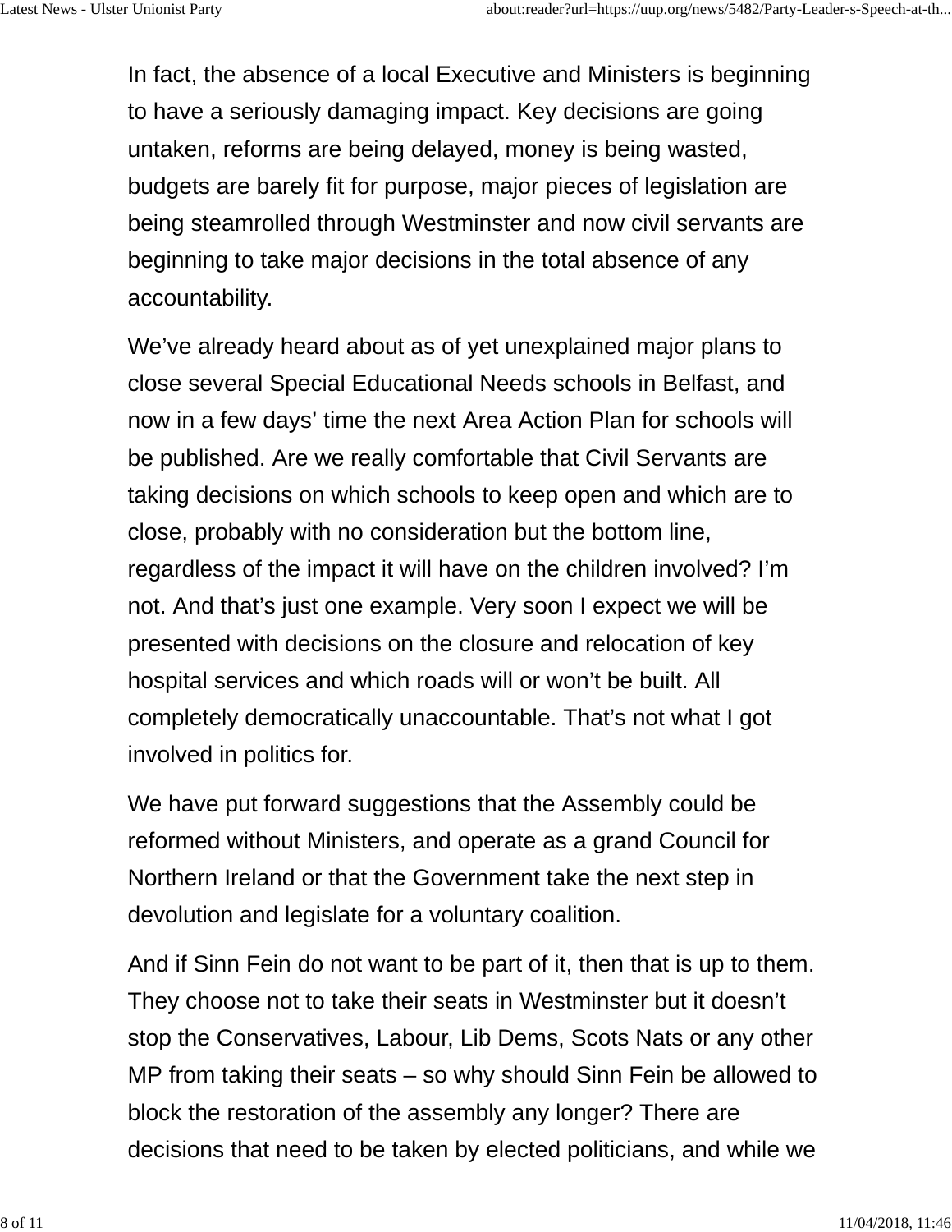In fact, the absence of a local Executive and Ministers is beginning to have a seriously damaging impact. Key decisions are going untaken, reforms are being delayed, money is being wasted, budgets are barely fit for purpose, major pieces of legislation are being steamrolled through Westminster and now civil servants are beginning to take major decisions in the total absence of any accountability.

We've already heard about as of yet unexplained major plans to close several Special Educational Needs schools in Belfast, and now in a few days' time the next Area Action Plan for schools will be published. Are we really comfortable that Civil Servants are taking decisions on which schools to keep open and which are to close, probably with no consideration but the bottom line, regardless of the impact it will have on the children involved? I'm not. And that's just one example. Very soon I expect we will be presented with decisions on the closure and relocation of key hospital services and which roads will or won't be built. All completely democratically unaccountable. That's not what I got involved in politics for.

We have put forward suggestions that the Assembly could be reformed without Ministers, and operate as a grand Council for Northern Ireland or that the Government take the next step in devolution and legislate for a voluntary coalition.

And if Sinn Fein do not want to be part of it, then that is up to them. They choose not to take their seats in Westminster but it doesn't stop the Conservatives, Labour, Lib Dems, Scots Nats or any other MP from taking their seats – so why should Sinn Fein be allowed to block the restoration of the assembly any longer? There are decisions that need to be taken by elected politicians, and while we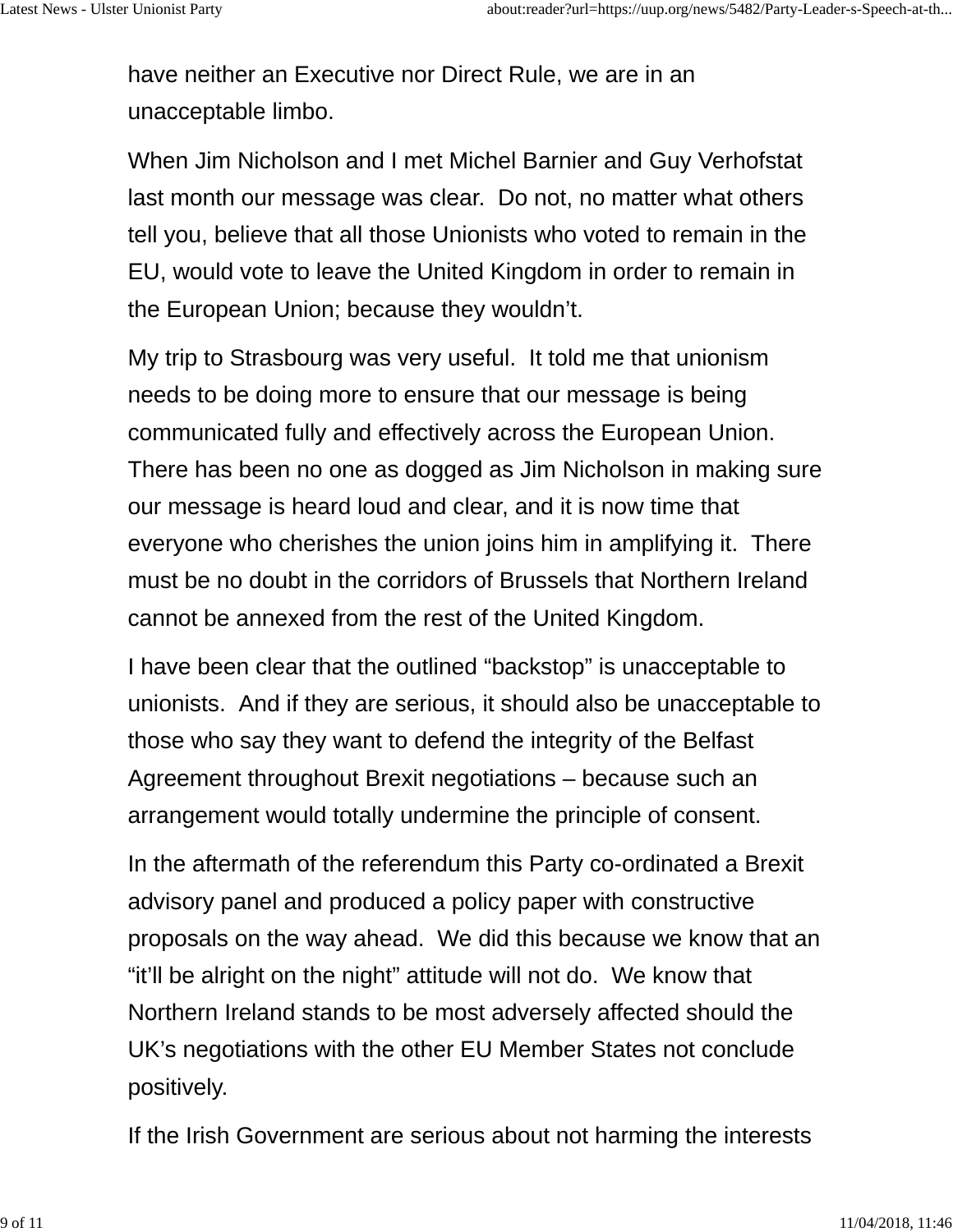have neither an Executive nor Direct Rule, we are in an unacceptable limbo.

When Jim Nicholson and I met Michel Barnier and Guy Verhofstat last month our message was clear.  Do not, no matter what others tell you, believe that all those Unionists who voted to remain in the EU, would vote to leave the United Kingdom in order to remain in the European Union; because they wouldn't.

My trip to Strasbourg was very useful.  It told me that unionism needs to be doing more to ensure that our message is being communicated fully and effectively across the European Union. There has been no one as dogged as Jim Nicholson in making sure our message is heard loud and clear, and it is now time that everyone who cherishes the union joins him in amplifying it.  There must be no doubt in the corridors of Brussels that Northern Ireland cannot be annexed from the rest of the United Kingdom.

I have been clear that the outlined "backstop" is unacceptable to unionists.  And if they are serious, it should also be unacceptable to those who say they want to defend the integrity of the Belfast Agreement throughout Brexit negotiations – because such an arrangement would totally undermine the principle of consent.

In the aftermath of the referendum this Party co-ordinated a Brexit advisory panel and produced a policy paper with constructive proposals on the way ahead.  We did this because we know that an "it'll be alright on the night" attitude will not do.  We know that Northern Ireland stands to be most adversely affected should the UK's negotiations with the other EU Member States not conclude positively.

If the Irish Government are serious about not harming the interests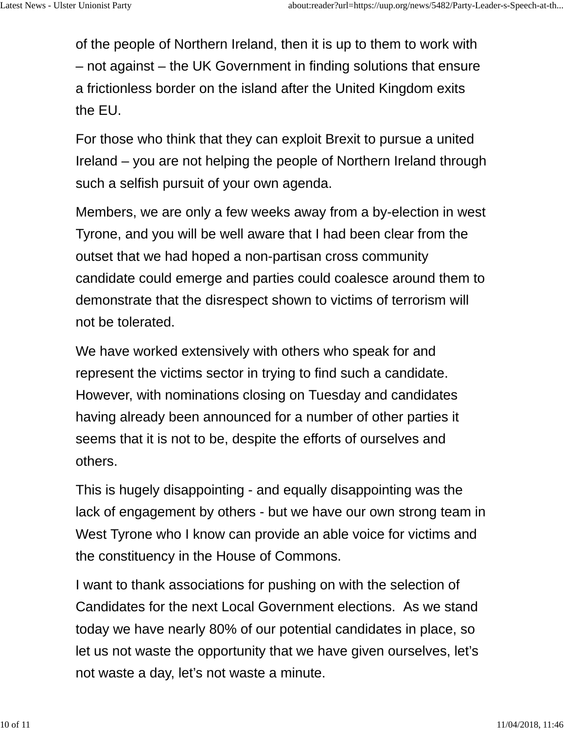of the people of Northern Ireland, then it is up to them to work with – not against – the UK Government in finding solutions that ensure a frictionless border on the island after the United Kingdom exits the EU.

For those who think that they can exploit Brexit to pursue a united Ireland – you are not helping the people of Northern Ireland through such a selfish pursuit of your own agenda.

Members, we are only a few weeks away from a by-election in west Tyrone, and you will be well aware that I had been clear from the outset that we had hoped a non-partisan cross community candidate could emerge and parties could coalesce around them to demonstrate that the disrespect shown to victims of terrorism will not be tolerated.

We have worked extensively with others who speak for and represent the victims sector in trying to find such a candidate. However, with nominations closing on Tuesday and candidates having already been announced for a number of other parties it seems that it is not to be, despite the efforts of ourselves and others.

This is hugely disappointing - and equally disappointing was the lack of engagement by others - but we have our own strong team in West Tyrone who I know can provide an able voice for victims and the constituency in the House of Commons.

I want to thank associations for pushing on with the selection of Candidates for the next Local Government elections.  As we stand today we have nearly 80% of our potential candidates in place, so let us not waste the opportunity that we have given ourselves, let's not waste a day, let's not waste a minute.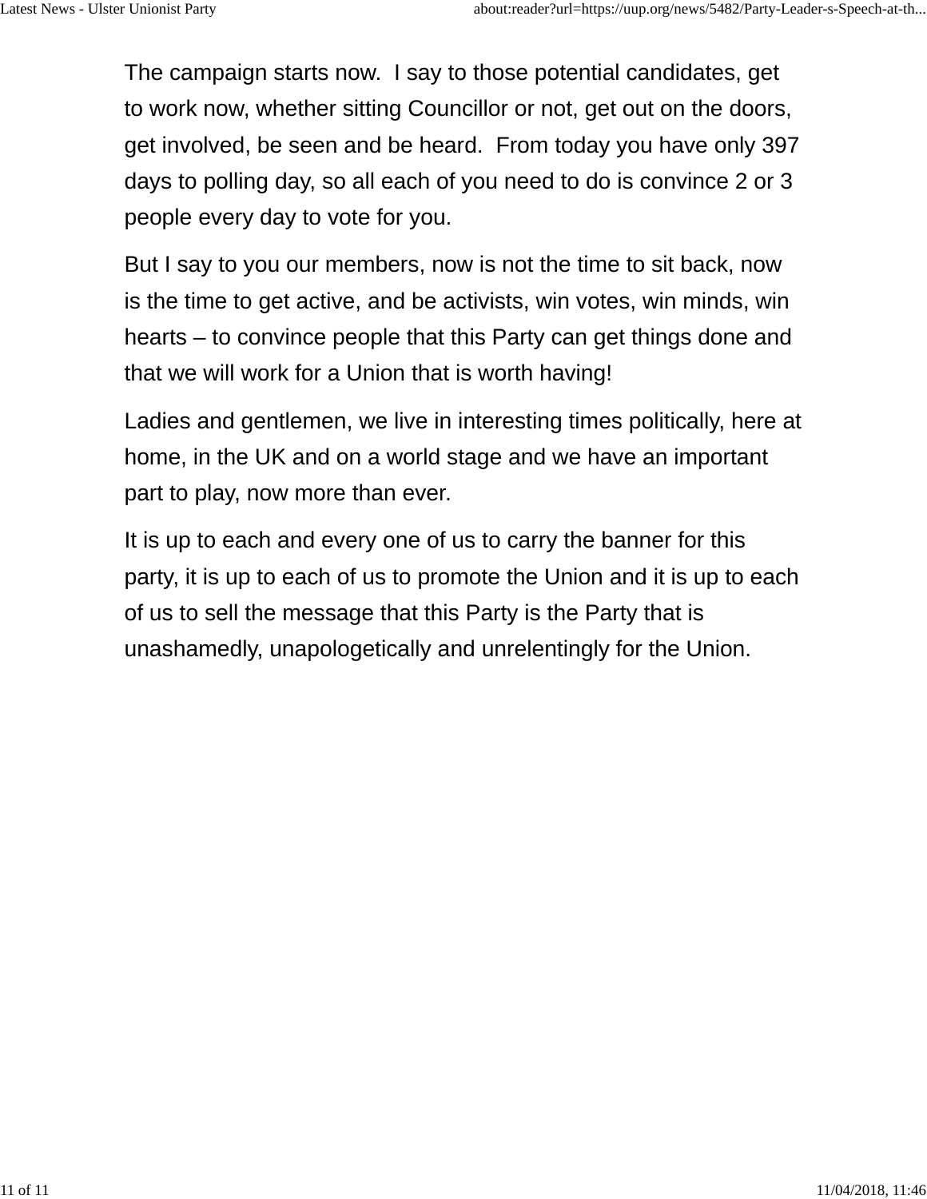The campaign starts now.  I say to those potential candidates, get to work now, whether sitting Councillor or not, get out on the doors, get involved, be seen and be heard.  From today you have only 397 days to polling day, so all each of you need to do is convince 2 or 3 people every day to vote for you.

But I say to you our members, now is not the time to sit back, now is the time to get active, and be activists, win votes, win minds, win hearts – to convince people that this Party can get things done and that we will work for a Union that is worth having!

Ladies and gentlemen, we live in interesting times politically, here at home, in the UK and on a world stage and we have an important part to play, now more than ever.

It is up to each and every one of us to carry the banner for this party, it is up to each of us to promote the Union and it is up to each of us to sell the message that this Party is the Party that is unashamedly, unapologetically and unrelentingly for the Union.